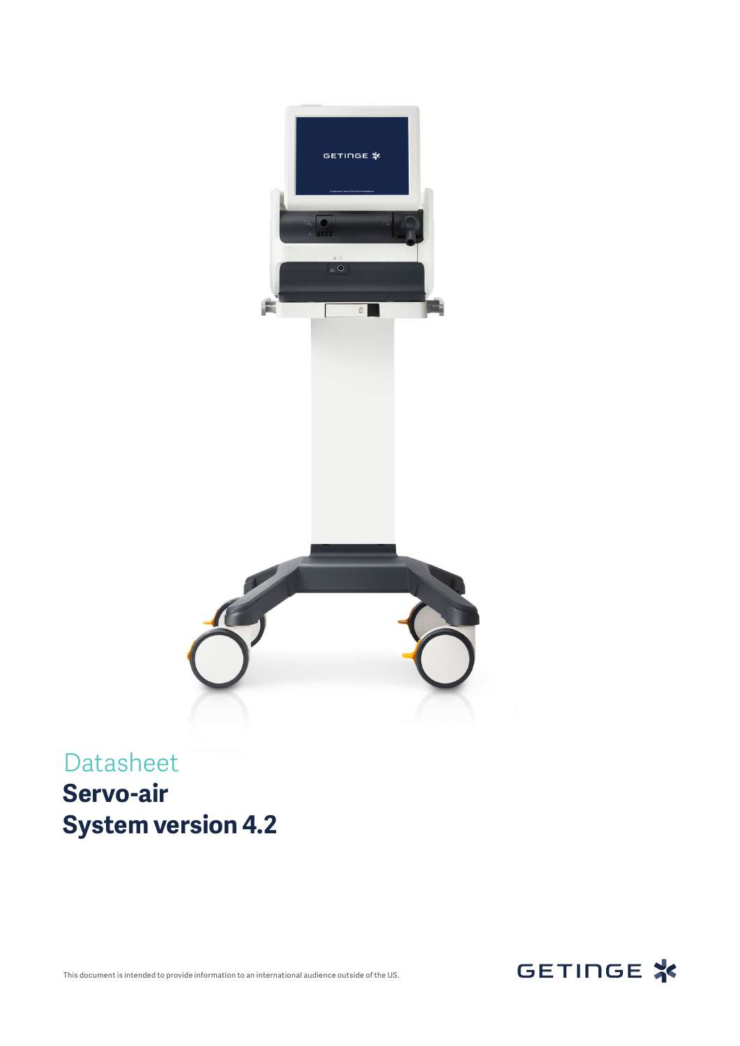Datasheet

# Servo-air
# System version 4.2

This document is intended to provide information to an international audience outside of the US.

GETINGE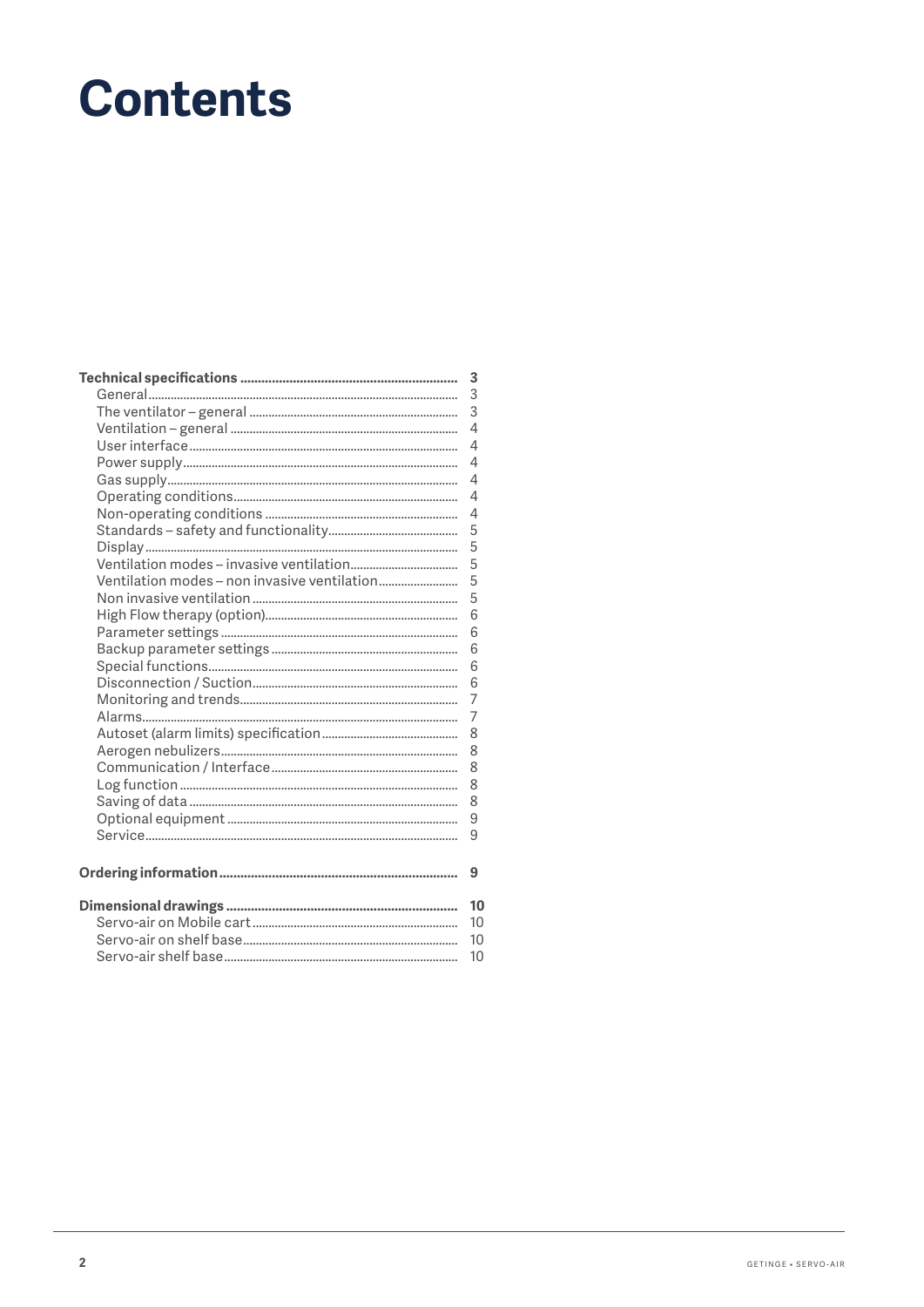# Contents

| | |
|---|---|
| **Technical specifications** | **3** |
| General | 3 |
| The ventilator – general | 3 |
| Ventilation – general | 4 |
| User interface | 4 |
| Power supply | 4 |
| Gas supply | 4 |
| Operating conditions | 4 |
| Non-operating conditions | 4 |
| Standards – safety and functionality | 5 |
| Display | 5 |
| Ventilation modes – invasive ventilation | 5 |
| Ventilation modes – non invasive ventilation | 5 |
| Non invasive ventilation | 5 |
| High Flow therapy (option) | 6 |
| Parameter settings | 6 |
| Backup parameter settings | 6 |
| Special functions | 6 |
| Disconnection / Suction | 6 |
| Monitoring and trends | 7 |
| Alarms | 7 |
| Autoset (alarm limits) specification | 8 |
| Aerogen nebulizers | 8 |
| Communication / Interface | 8 |
| Log function | 8 |
| Saving of data | 8 |
| Optional equipment | 9 |
| Service | 9 |
| **Ordering information** | **9** |
| **Dimensional drawings** | **10** |
| Servo-air on Mobile cart | 10 |
| Servo-air on shelf base | 10 |
| Servo-air shelf base | 10 |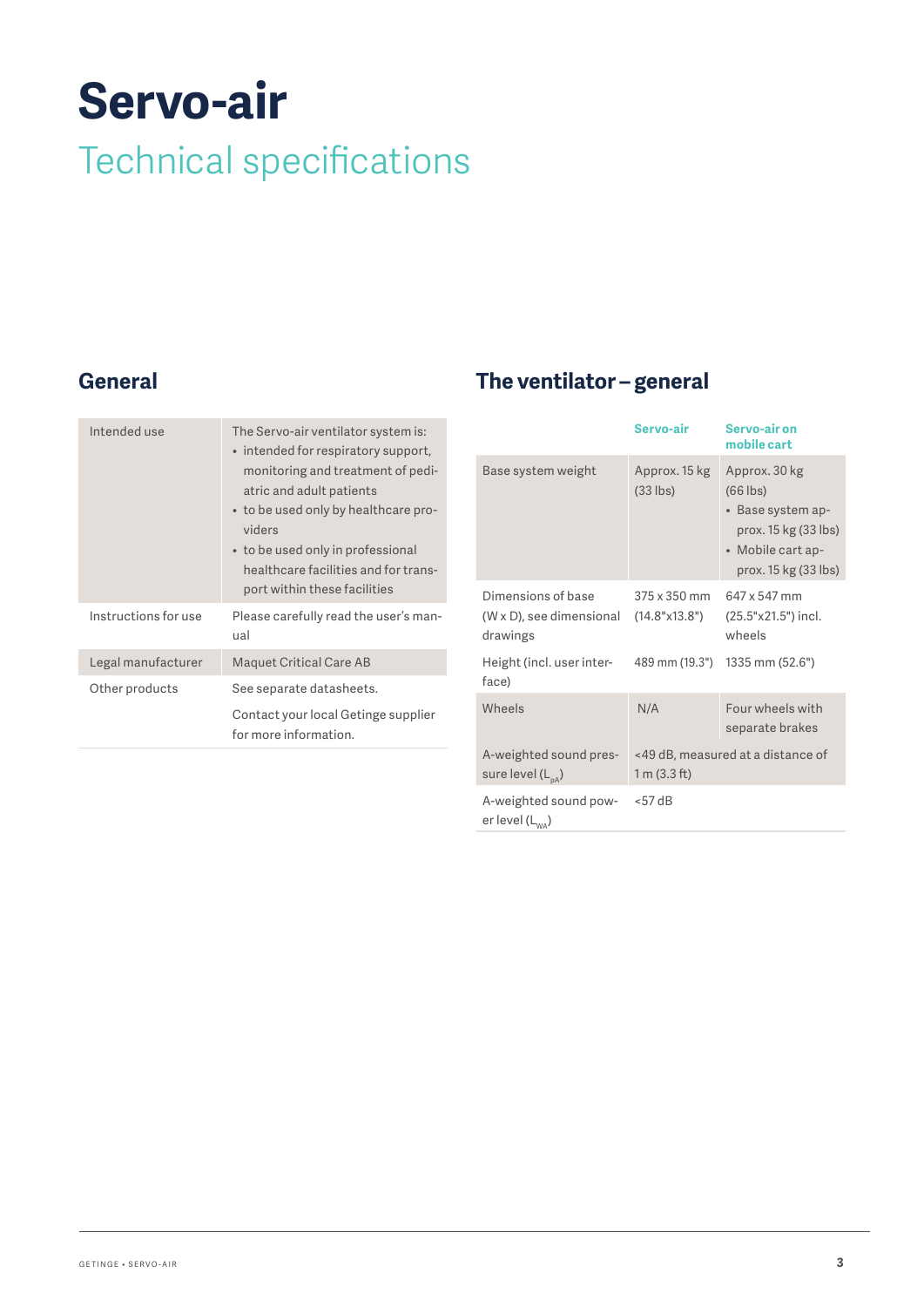# Servo-air

## Technical specifications

## General

| | |
|---|---|
| Intended use | The Servo-air ventilator system is:<br>• intended for respiratory support, monitoring and treatment of pediatric and adult patients<br>• to be used only by healthcare providers<br>• to be used only in professional healthcare facilities and for transport within these facilities |
| Instructions for use | Please carefully read the user's manual |
| Legal manufacturer | Maquet Critical Care AB |
| Other products | See separate datasheets.<br><br>Contact your local Getinge supplier for more information. |

## The ventilator – general

| | Servo-air | Servo-air on mobile cart |
|---|---|---|
| Base system weight | Approx. 15 kg (33 lbs) | Approx. 30 kg (66 lbs)<br>• Base system approx. 15 kg (33 lbs)<br>• Mobile cart approx. 15 kg (33 lbs) |
| Dimensions of base (W x D), see dimensional drawings | 375 x 350 mm (14.8"x13.8") | 647 x 547 mm (25.5"x21.5") incl. wheels |
| Height (incl. user interface) | 489 mm (19.3") | 1335 mm (52.6") |
| Wheels | N/A | Four wheels with separate brakes |
| A-weighted sound pressure level ($L_{pA}$) | <49 dB, measured at a distance of 1 m (3.3 ft) | |
| A-weighted sound power level ($L_{WA}$) | <57 dB | |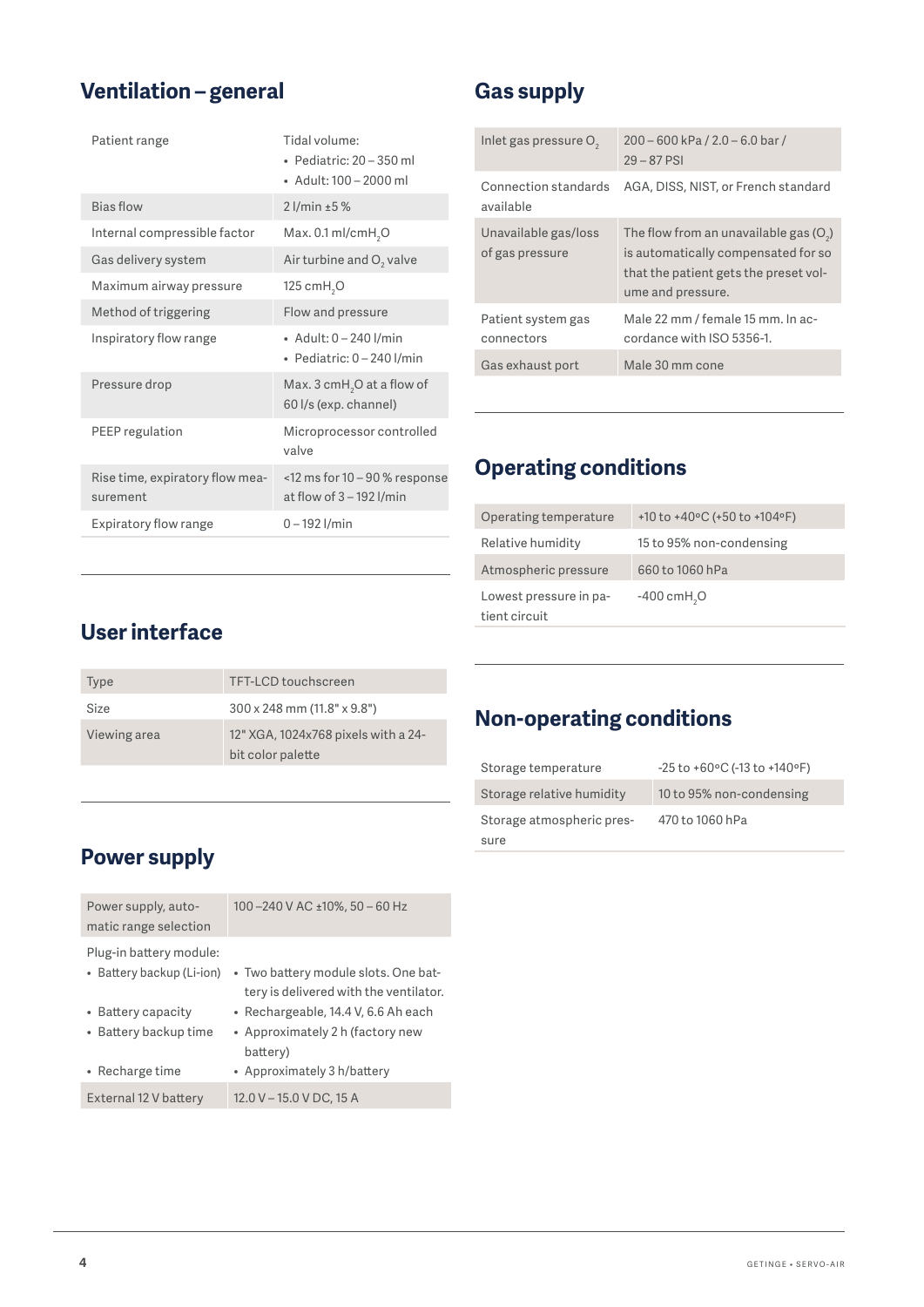## Ventilation – general

| | |
|---|---|
| Patient range | Tidal volume:<br>• Pediatric: 20 – 350 ml<br>• Adult: 100 – 2000 ml |
| Bias flow | 2 l/min ±5 % |
| Internal compressible factor | Max. 0.1 ml/cm$H_2O$ |
| Gas delivery system | Air turbine and $O_2$ valve |
| Maximum airway pressure | 125 cm$H_2O$ |
| Method of triggering | Flow and pressure |
| Inspiratory flow range | • Adult: 0 – 240 l/min<br>• Pediatric: 0 – 240 l/min |
| Pressure drop | Max. 3 cm$H_2O$ at a flow of 60 l/s (exp. channel) |
| PEEP regulation | Microprocessor controlled valve |
| Rise time, expiratory flow measurement | <12 ms for 10 – 90 % response at flow of 3 – 192 l/min |
| Expiratory flow range | 0 – 192 l/min |

## User interface

| | |
|---|---|
| Type | TFT-LCD touchscreen |
| Size | 300 x 248 mm (11.8" x 9.8") |
| Viewing area | 12" XGA, 1024x768 pixels with a 24-bit color palette |

## Power supply

| | |
|---|---|
| Power supply, automatic range selection | 100 –240 V AC ±10%, 50 – 60 Hz |
| Plug-in battery module:<br>• Battery backup (Li-ion)<br>• Battery capacity<br>• Battery backup time<br>• Recharge time | <br>• Two battery module slots. One battery is delivered with the ventilator.<br>• Rechargeable, 14.4 V, 6.6 Ah each<br>• Approximately 2 h (factory new battery)<br>• Approximately 3 h/battery |
| External 12 V battery | 12.0 V – 15.0 V DC, 15 A |

## Gas supply

| | |
|---|---|
| Inlet gas pressure $O_2$ | 200 – 600 kPa / 2.0 – 6.0 bar / 29 – 87 PSI |
| Connection standards available | AGA, DISS, NIST, or French standard |
| Unavailable gas/loss of gas pressure | The flow from an unavailable gas ($O_2$) is automatically compensated for so that the patient gets the preset volume and pressure. |
| Patient system gas connectors | Male 22 mm / female 15 mm. In accordance with ISO 5356-1. |
| Gas exhaust port | Male 30 mm cone |

## Operating conditions

| | |
|---|---|
| Operating temperature | +10 to +40ºC (+50 to +104ºF) |
| Relative humidity | 15 to 95% non-condensing |
| Atmospheric pressure | 660 to 1060 hPa |
| Lowest pressure in patient circuit | -400 cm$H_2O$ |

## Non-operating conditions

| | |
|---|---|
| Storage temperature | -25 to +60ºC (-13 to +140ºF) |
| Storage relative humidity | 10 to 95% non-condensing |
| Storage atmospheric pressure | 470 to 1060 hPa |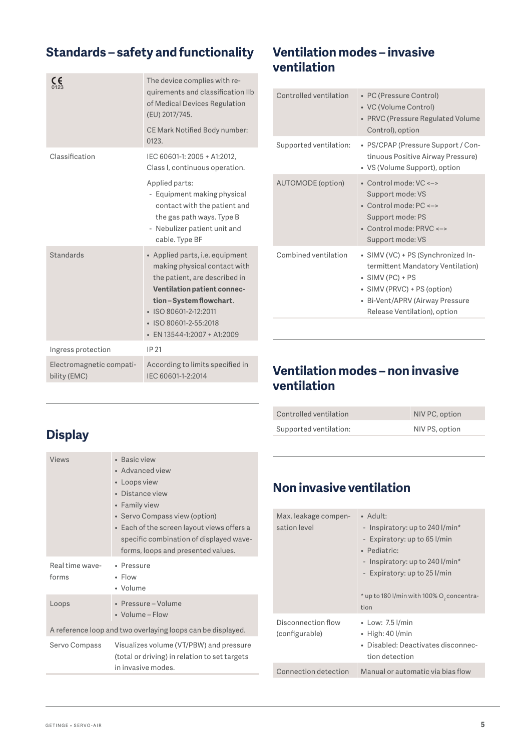## Standards – safety and functionality

| | |
|---|---|
| CE 0123 | The device complies with requirements and classification IIb of Medical Devices Regulation (EU) 2017/745.<br><br>CE Mark Notified Body number: 0123. |
| Classification | IEC 60601-1: 2005 + A1:2012, Class I, continuous operation.<br><br>Applied parts:<br>- Equipment making physical contact with the patient and the gas path ways. Type B<br>- Nebulizer patient unit and cable. Type BF |
| Standards | • Applied parts, i.e. equipment making physical contact with the patient, are described in **Ventilation patient connection – System flowchart**.<br>• ISO 80601-2-12:2011<br>• ISO 80601-2-55:2018<br>• EN 13544-1:2007 + A1:2009 |
| Ingress protection | IP 21 |
| Electromagnetic compatibility (EMC) | According to limits specified in IEC 60601-1-2:2014 |

## Display

| | |
|---|---|
| Views | • Basic view<br>• Advanced view<br>• Loops view<br>• Distance view<br>• Family view<br>• Servo Compass view (option)<br>• Each of the screen layout views offers a specific combination of displayed waveforms, loops and presented values. |
| Real time waveforms | • Pressure<br>• Flow<br>• Volume |
| Loops | • Pressure – Volume<br>• Volume – Flow |
| A reference loop and two overlaying loops can be displayed. | |
| Servo Compass | Visualizes volume (VT/PBW) and pressure (total or driving) in relation to set targets in invasive modes. |

## Ventilation modes – invasive ventilation

| | |
|---|---|
| Controlled ventilation | • PC (Pressure Control)<br>• VC (Volume Control)<br>• PRVC (Pressure Regulated Volume Control), option |
| Supported ventilation: | • PS/CPAP (Pressure Support / Continuous Positive Airway Pressure)<br>• VS (Volume Support), option |
| AUTOMODE (option) | • Control mode: VC <–> Support mode: VS<br>• Control mode: PC <–> Support mode: PS<br>• Control mode: PRVC <–> Support mode: VS |
| Combined ventilation | • SIMV (VC) + PS (Synchronized Intermittent Mandatory Ventilation)<br>• SIMV (PC) + PS<br>• SIMV (PRVC) + PS (option)<br>• Bi-Vent/APRV (Airway Pressure Release Ventilation), option |

## Ventilation modes – non invasive ventilation

| | |
|---|---|
| Controlled ventilation | NIV PC, option |
| Supported ventilation: | NIV PS, option |

## Non invasive ventilation

| | |
|---|---|
| Max. leakage compensation level | • Adult:<br>- Inspiratory: up to 240 l/min*<br>- Expiratory: up to 65 l/min<br>• Pediatric:<br>- Inspiratory: up to 240 l/min*<br>- Expiratory: up to 25 l/min<br><br>* up to 180 l/min with 100% $O_2$ concentration |
| Disconnection flow (configurable) | • Low: 7.5 l/min<br>• High: 40 l/min<br>• Disabled: Deactivates disconnection detection |
| Connection detection | Manual or automatic via bias flow |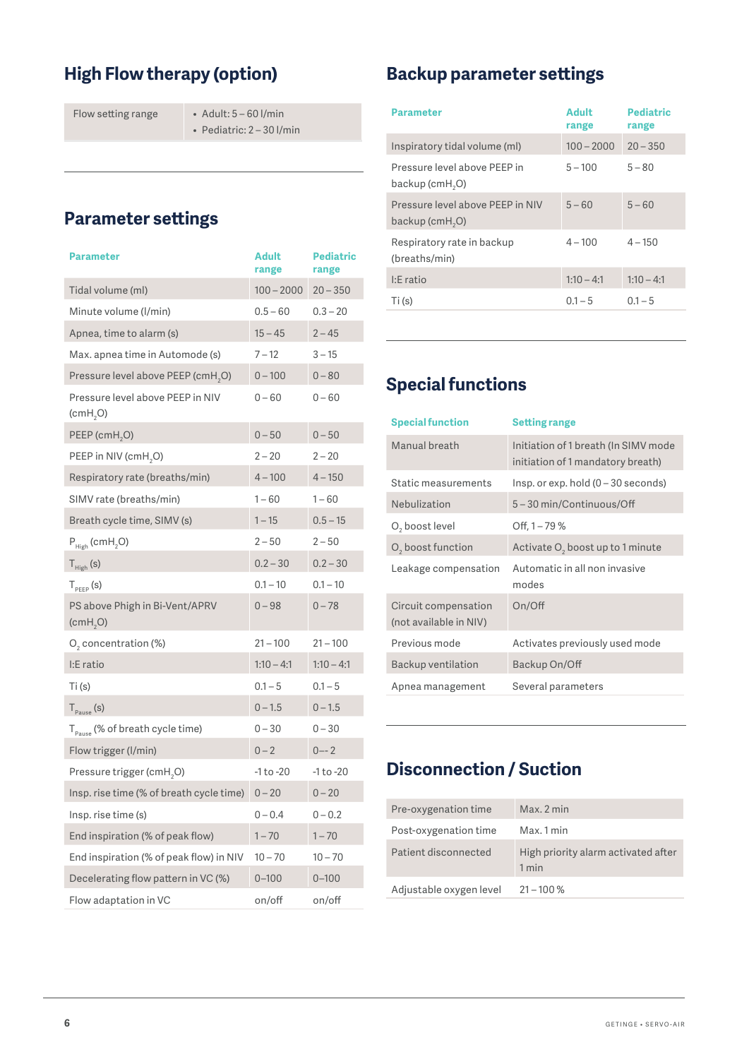## High Flow therapy (option)

| | |
|---|---|
| Flow setting range | • Adult: 5 – 60 l/min<br>• Pediatric: 2 – 30 l/min |

## Parameter settings

| Parameter | Adult range | Pediatric range |
|---|---|---|
| Tidal volume (ml) | 100 – 2000 | 20 – 350 |
| Minute volume (l/min) | 0.5 – 60 | 0.3 – 20 |
| Apnea, time to alarm (s) | 15 – 45 | 2 – 45 |
| Max. apnea time in Automode (s) | 7 – 12 | 3 – 15 |
| Pressure level above PEEP ($cmH_2O$) | 0 – 100 | 0 – 80 |
| Pressure level above PEEP in NIV ($cmH_2O$) | 0 – 60 | 0 – 60 |
| PEEP ($cmH_2O$) | 0 – 50 | 0 – 50 |
| PEEP in NIV ($cmH_2O$) | 2 – 20 | 2 – 20 |
| Respiratory rate (breaths/min) | 4 – 100 | 4 – 150 |
| SIMV rate (breaths/min) | 1 – 60 | 1 – 60 |
| Breath cycle time, SIMV (s) | 1 – 15 | 0.5 – 15 |
| $P_{High}$ ($cmH_2O$) | 2 – 50 | 2 – 50 |
| $T_{High}$ (s) | 0.2 – 30 | 0.2 – 30 |
| $T_{PEEP}$ (s) | 0.1 – 10 | 0.1 – 10 |
| PS above Phigh in Bi-Vent/APRV ($cmH_2O$) | 0 – 98 | 0 – 78 |
| $O_2$ concentration (%) | 21 – 100 | 21 – 100 |
| I:E ratio | 1:10 – 4:1 | 1:10 – 4:1 |
| Ti (s) | 0.1 – 5 | 0.1 – 5 |
| $T_{Pause}$ (s) | 0 – 1.5 | 0 – 1.5 |
| $T_{Pause}$ (% of breath cycle time) | 0 – 30 | 0 – 30 |
| Flow trigger (l/min) | 0 – 2 | 0–- 2 |
| Pressure trigger ($cmH_2O$) | -1 to -20 | -1 to -20 |
| Insp. rise time (% of breath cycle time) | 0 – 20 | 0 – 20 |
| Insp. rise time (s) | 0 – 0.4 | 0 – 0.2 |
| End inspiration (% of peak flow) | 1 – 70 | 1 – 70 |
| End inspiration (% of peak flow) in NIV | 10 – 70 | 10 – 70 |
| Decelerating flow pattern in VC (%) | 0–100 | 0–100 |
| Flow adaptation in VC | on/off | on/off |

## Backup parameter settings

| Parameter | Adult range | Pediatric range |
|---|---|---|
| Inspiratory tidal volume (ml) | 100 – 2000 | 20 – 350 |
| Pressure level above PEEP in backup ($cmH_2O$) | 5 – 100 | 5 – 80 |
| Pressure level above PEEP in NIV backup ($cmH_2O$) | 5 – 60 | 5 – 60 |
| Respiratory rate in backup (breaths/min) | 4 – 100 | 4 – 150 |
| I:E ratio | 1:10 – 4:1 | 1:10 – 4:1 |
| Ti (s) | 0.1 – 5 | 0.1 – 5 |

## Special functions

| Special function | Setting range |
|---|---|
| Manual breath | Initiation of 1 breath (In SIMV mode initiation of 1 mandatory breath) |
| Static measurements | Insp. or exp. hold (0 – 30 seconds) |
| Nebulization | 5 – 30 min/Continuous/Off |
| $O_2$ boost level | Off, 1 – 79 % |
| $O_2$ boost function | Activate $O_2$ boost up to 1 minute |
| Leakage compensation | Automatic in all non invasive modes |
| Circuit compensation (not available in NIV) | On/Off |
| Previous mode | Activates previously used mode |
| Backup ventilation | Backup On/Off |
| Apnea management | Several parameters |

## Disconnection / Suction

| | |
|---|---|
| Pre-oxygenation time | Max. 2 min |
| Post-oxygenation time | Max. 1 min |
| Patient disconnected | High priority alarm activated after 1 min |
| Adjustable oxygen level | 21 – 100 % |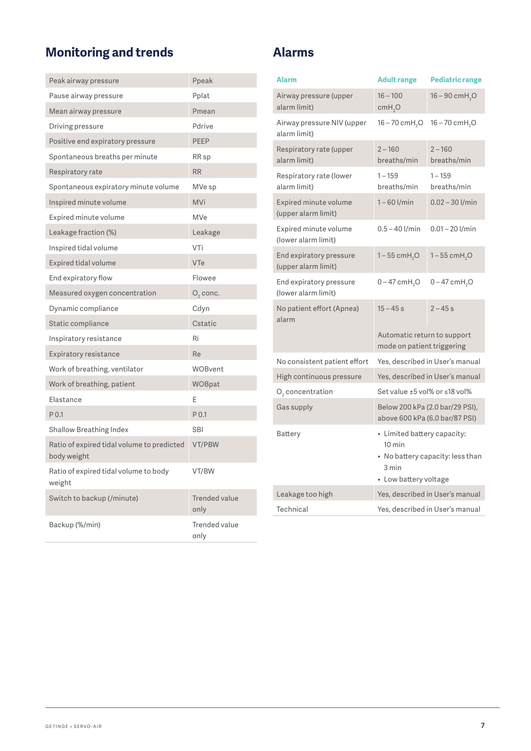## Monitoring and trends

| | |
|---|---|
| Peak airway pressure | Ppeak |
| Pause airway pressure | Pplat |
| Mean airway pressure | Pmean |
| Driving pressure | Pdrive |
| Positive end expiratory pressure | PEEP |
| Spontaneous breaths per minute | RR sp |
| Respiratory rate | RR |
| Spontaneous expiratory minute volume | MVe sp |
| Inspired minute volume | MVi |
| Expired minute volume | MVe |
| Leakage fraction (%) | Leakage |
| Inspired tidal volume | VTi |
| Expired tidal volume | VTe |
| End expiratory flow | Flowee |
| Measured oxygen concentration | $O_2$ conc. |
| Dynamic compliance | Cdyn |
| Static compliance | Cstatic |
| Inspiratory resistance | Ri |
| Expiratory resistance | Re |
| Work of breathing, ventilator | WOBvent |
| Work of breathing, patient | WOBpat |
| Elastance | E |
| P 0.1 | P 0.1 |
| Shallow Breathing Index | SBI |
| Ratio of expired tidal volume to predicted body weight | VT/PBW |
| Ratio of expired tidal volume to body weight | VT/BW |
| Switch to backup (/minute) | Trended value only |
| Backup (%/min) | Trended value only |

## Alarms

| Alarm | Adult range | Pediatric range |
|---|---|---|
| Airway pressure (upper alarm limit) | 16 – 100 $cmH_2O$ | 16 – 90 $cmH_2O$ |
| Airway pressure NIV (upper alarm limit) | 16 – 70 $cmH_2O$ | 16 – 70 $cmH_2O$ |
| Respiratory rate (upper alarm limit) | 2 – 160 breaths/min | 2 – 160 breaths/min |
| Respiratory rate (lower alarm limit) | 1 – 159 breaths/min | 1 – 159 breaths/min |
| Expired minute volume (upper alarm limit) | 1 – 60 l/min | 0.02 – 30 l/min |
| Expired minute volume (lower alarm limit) | 0.5 – 40 l/min | 0.01 – 20 l/min |
| End expiratory pressure (upper alarm limit) | 1 – 55 $cmH_2O$ | 1 – 55 $cmH_2O$ |
| End expiratory pressure (lower alarm limit) | 0 – 47 $cmH_2O$ | 0 – 47 $cmH_2O$ |
| No patient effort (Apnea) alarm | 15 – 45 s<br>Automatic return to support mode on patient triggering | 2 – 45 s |
| No consistent patient effort | Yes, described in User's manual | |
| High continuous pressure | Yes, described in User's manual | |
| $O_2$ concentration | Set value ±5 vol% or ≤18 vol% | |
| Gas supply | Below 200 kPa (2.0 bar/29 PSI), above 600 kPa (6.0 bar/87 PSI) | |
| Battery | • Limited battery capacity: 10 min<br>• No battery capacity: less than 3 min<br>• Low battery voltage | |
| Leakage too high | Yes, described in User's manual | |
| Technical | Yes, described in User's manual | |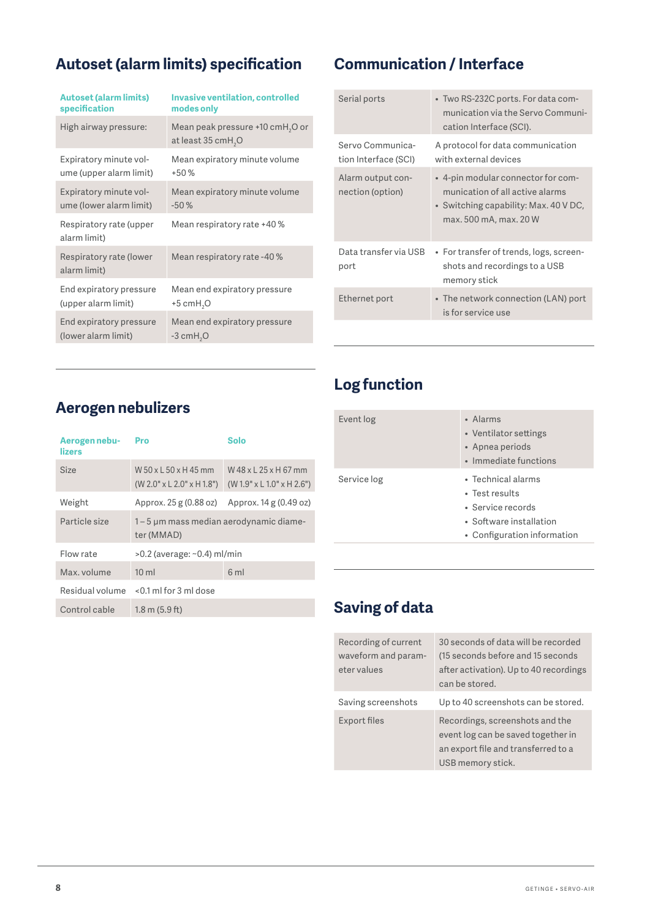## Autoset (alarm limits) specification

| Autoset (alarm limits) specification | Invasive ventilation, controlled modes only |
|---|---|
| High airway pressure: | Mean peak pressure +10 $cmH_2O$ or at least 35 $cmH_2O$ |
| Expiratory minute volume (upper alarm limit) | Mean expiratory minute volume +50 % |
| Expiratory minute volume (lower alarm limit) | Mean expiratory minute volume -50 % |
| Respiratory rate (upper alarm limit) | Mean respiratory rate +40 % |
| Respiratory rate (lower alarm limit) | Mean respiratory rate -40 % |
| End expiratory pressure (upper alarm limit) | Mean end expiratory pressure +5 $cmH_2O$ |
| End expiratory pressure (lower alarm limit) | Mean end expiratory pressure -3 $cmH_2O$ |

## Aerogen nebulizers

| Aerogen nebulizers | Pro | Solo |
|---|---|---|
| Size | W 50 x L 50 x H 45 mm (W 2.0" x L 2.0" x H 1.8") | W 48 x L 25 x H 67 mm (W 1.9" x L 1.0" x H 2.6") |
| Weight | Approx. 25 g (0.88 oz) | Approx. 14 g (0.49 oz) |
| Particle size | 1 – 5 µm mass median aerodynamic diameter (MMAD) | |
| Flow rate | >0.2 (average: ~0.4) ml/min | |
| Max. volume | 10 ml | 6 ml |
| Residual volume | <0.1 ml for 3 ml dose | |
| Control cable | 1.8 m (5.9 ft) | |

## Communication / Interface

| | |
|---|---|
| Serial ports | • Two RS-232C ports. For data communication via the Servo Communication Interface (SCI). |
| Servo Communication Interface (SCI) | A protocol for data communication with external devices |
| Alarm output connection (option) | • 4-pin modular connector for communication of all active alarms<br>• Switching capability: Max. 40 V DC, max. 500 mA, max. 20 W |
| Data transfer via USB port | • For transfer of trends, logs, screenshots and recordings to a USB memory stick |
| Ethernet port | • The network connection (LAN) port is for service use |

## Log function

| | |
|---|---|
| Event log | • Alarms<br>• Ventilator settings<br>• Apnea periods<br>• Immediate functions |
| Service log | • Technical alarms<br>• Test results<br>• Service records<br>• Software installation<br>• Configuration information |

## Saving of data

| | |
|---|---|
| Recording of current waveform and parameter values | 30 seconds of data will be recorded (15 seconds before and 15 seconds after activation). Up to 40 recordings can be stored. |
| Saving screenshots | Up to 40 screenshots can be stored. |
| Export files | Recordings, screenshots and the event log can be saved together in an export file and transferred to a USB memory stick. |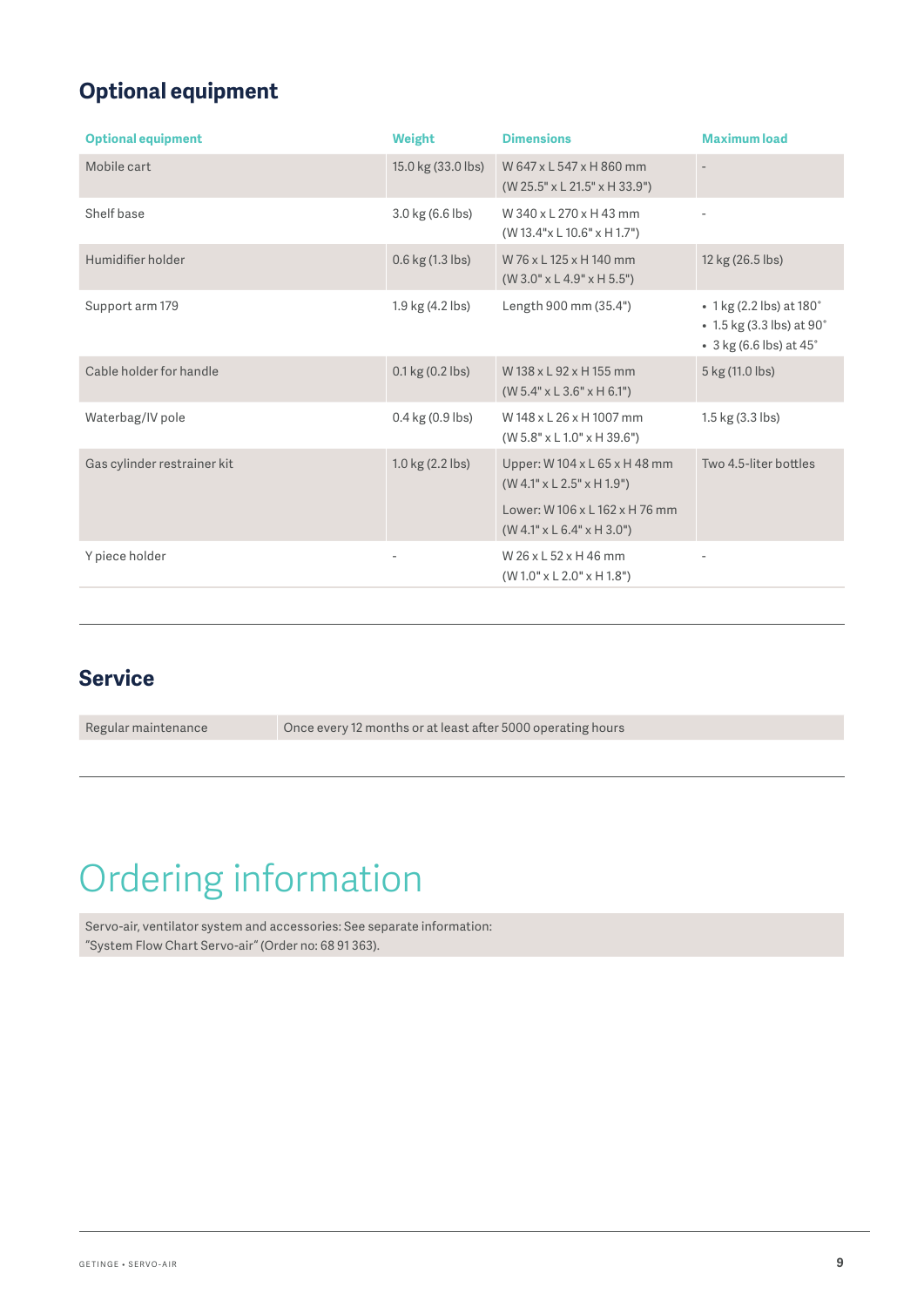## Optional equipment

| Optional equipment | Weight | Dimensions | Maximum load |
|---|---|---|---|
| Mobile cart | 15.0 kg (33.0 lbs) | W 647 x L 547 x H 860 mm (W 25.5" x L 21.5" x H 33.9") | - |
| Shelf base | 3.0 kg (6.6 lbs) | W 340 x L 270 x H 43 mm (W 13.4"x L 10.6" x H 1.7") | - |
| Humidifier holder | 0.6 kg (1.3 lbs) | W 76 x L 125 x H 140 mm (W 3.0" x L 4.9" x H 5.5") | 12 kg (26.5 lbs) |
| Support arm 179 | 1.9 kg (4.2 lbs) | Length 900 mm (35.4") | • 1 kg (2.2 lbs) at 180° • 1.5 kg (3.3 lbs) at 90° • 3 kg (6.6 lbs) at 45° |
| Cable holder for handle | 0.1 kg (0.2 lbs) | W 138 x L 92 x H 155 mm (W 5.4" x L 3.6" x H 6.1") | 5 kg (11.0 lbs) |
| Waterbag/IV pole | 0.4 kg (0.9 lbs) | W 148 x L 26 x H 1007 mm (W 5.8" x L 1.0" x H 39.6") | 1.5 kg (3.3 lbs) |
| Gas cylinder restrainer kit | 1.0 kg (2.2 lbs) | Upper: W 104 x L 65 x H 48 mm (W 4.1" x L 2.5" x H 1.9") Lower: W 106 x L 162 x H 76 mm (W 4.1" x L 6.4" x H 3.0") | Two 4.5-liter bottles |
| Y piece holder | - | W 26 x L 52 x H 46 mm (W 1.0" x L 2.0" x H 1.8") | - |

## Service

| Regular maintenance | Once every 12 months or at least after 5000 operating hours |
|---|---|

# Ordering information

Servo-air, ventilator system and accessories: See separate information: "System Flow Chart Servo-air" (Order no: 68 91 363).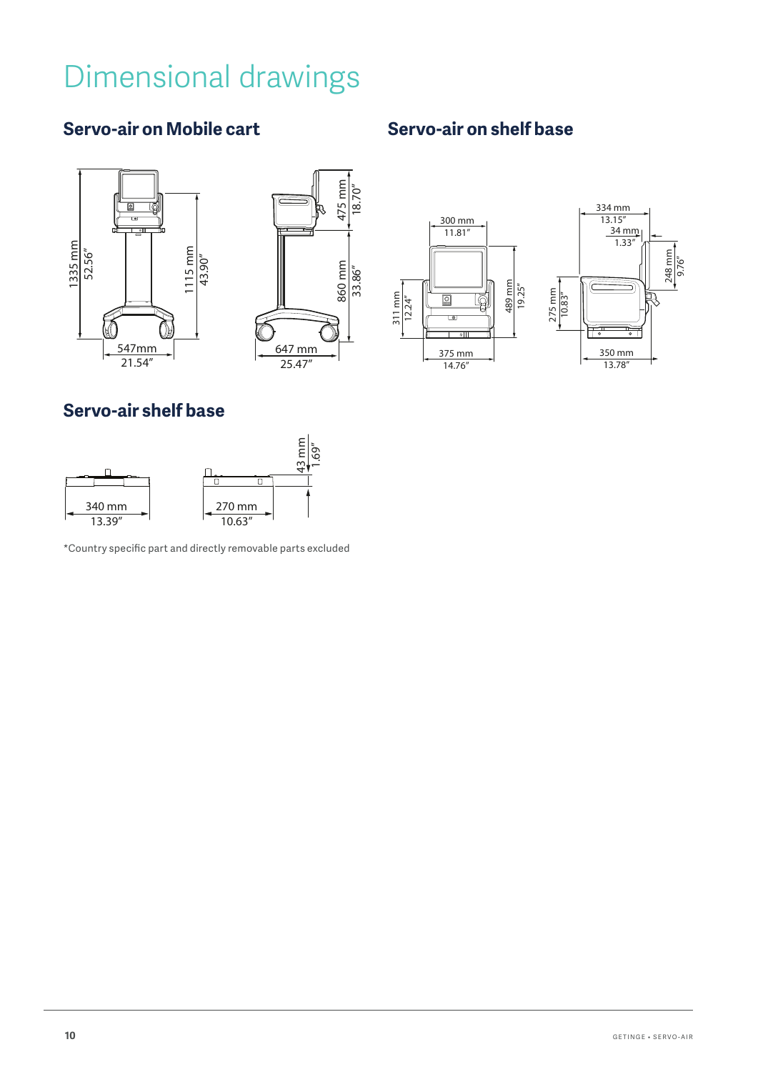# Dimensional drawings

## Servo-air on Mobile cart

1335 mm
52.56″

1115 mm
43.90″

547mm
21.54″

475 mm
18.70″

860 mm
33.86″

647 mm
25.47″

## Servo-air on shelf base

300 mm
11.81″

311 mm
12.24″

489 mm
19.25″

375 mm
14.76″

334 mm
13.15″

34 mm
1.33″

275 mm
10.83″

248 mm
9.76″

350 mm
13.78″

## Servo-air shelf base

340 mm
13.39″

270 mm
10.63″

43 mm
1.69″

*Country specific part and directly removable parts excluded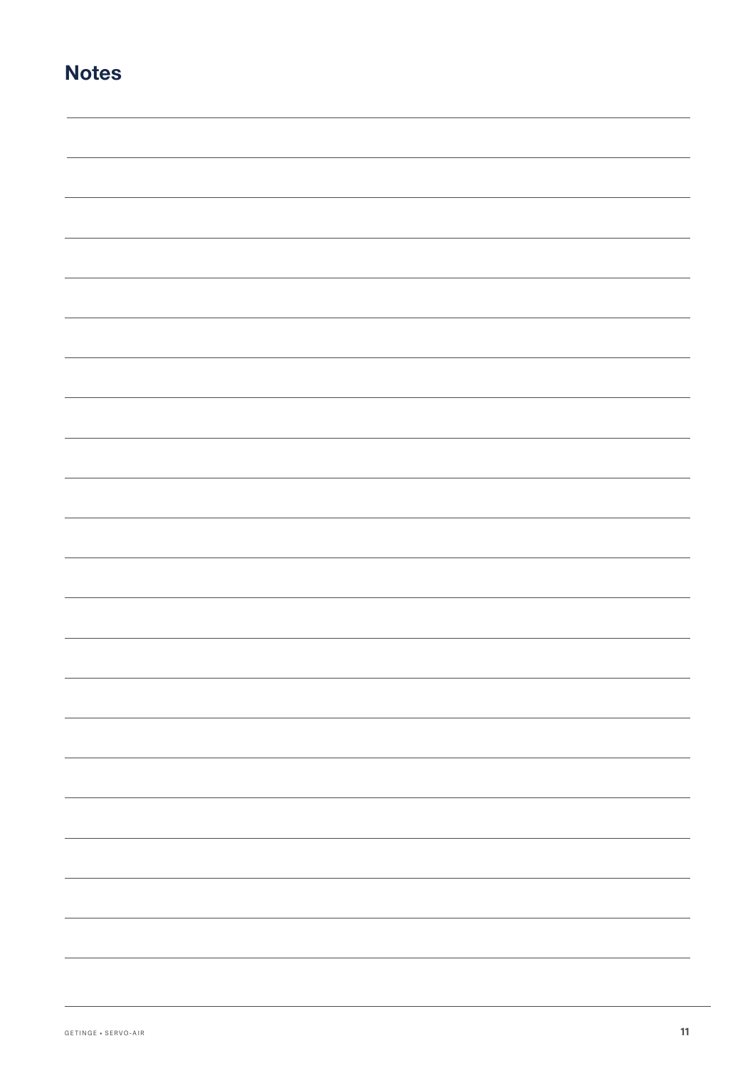## Notes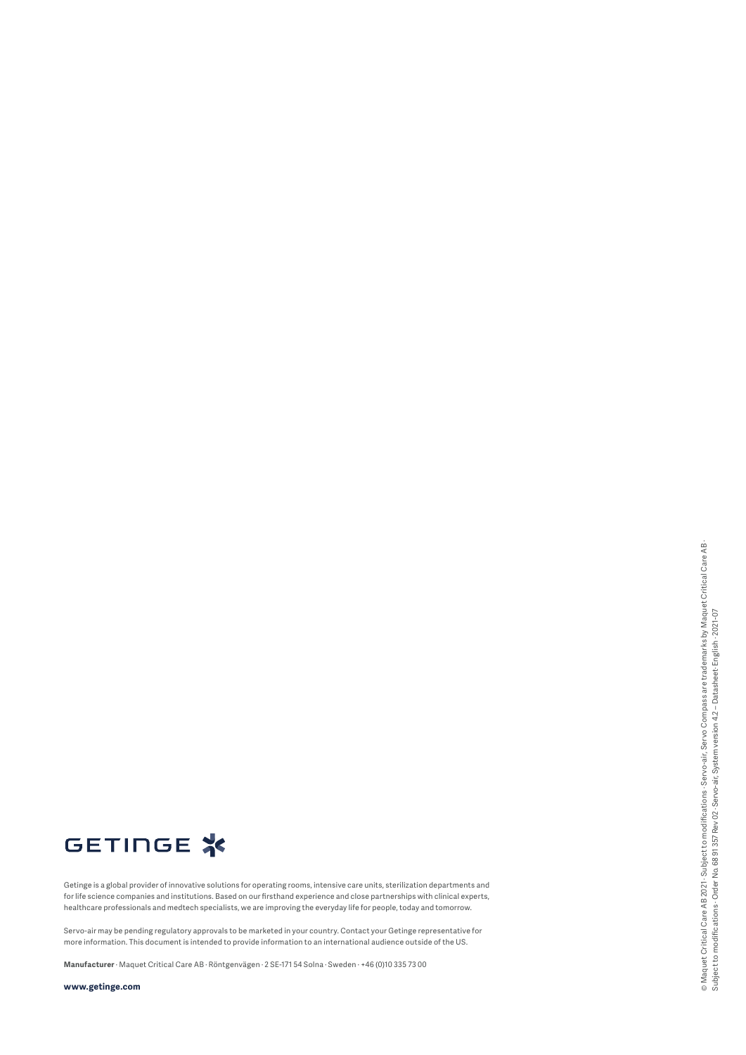GETINGE

Getinge is a global provider of innovative solutions for operating rooms, intensive care units, sterilization departments and for life science companies and institutions. Based on our firsthand experience and close partnerships with clinical experts, healthcare professionals and medtech specialists, we are improving the everyday life for people, today and tomorrow.

Servo-air may be pending regulatory approvals to be marketed in your country. Contact your Getinge representative for more information. This document is intended to provide information to an international audience outside of the US.

**Manufacturer** · Maquet Critical Care AB · Röntgenvägen · 2 SE-171 54 Solna · Sweden · +46 (0)10 335 73 00

**www.getinge.com**

© Maquet Critical Care AB 2021 · Subject to modifications · Servo-air, Servo Compass are trademarks by Maquet Critical Care AB · Subject to modifications · Order No. 68 91 357 Rev 02 · Servo-air, System version 4.2 – Datasheet English · 2021-07